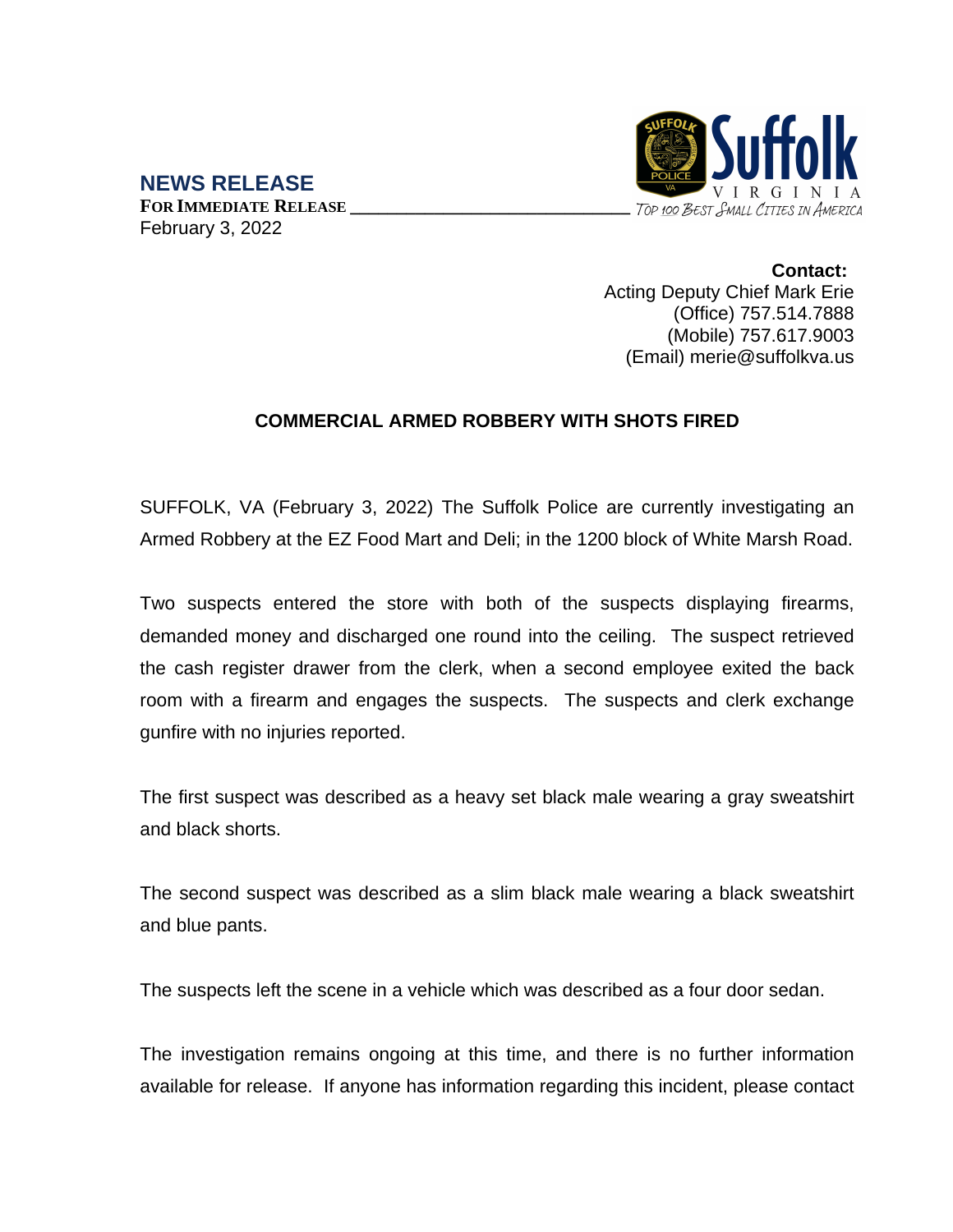## NEWS RELEASE

**FOR IMMEDIATE RELEASE**

February 3, 2022

Suffolk VIRGINIA

*TOP 100 BEST SMALL CITIES IN AMERICA*

**Contact:**
Acting Deputy Chief Mark Erie
(Office) 757.514.7888
(Mobile) 757.617.9003
(Email) merie@suffolkva.us

### COMMERCIAL ARMED ROBBERY WITH SHOTS FIRED

SUFFOLK, VA (February 3, 2022) The Suffolk Police are currently investigating an Armed Robbery at the EZ Food Mart and Deli; in the 1200 block of White Marsh Road.

Two suspects entered the store with both of the suspects displaying firearms, demanded money and discharged one round into the ceiling. The suspect retrieved the cash register drawer from the clerk, when a second employee exited the back room with a firearm and engages the suspects. The suspects and clerk exchange gunfire with no injuries reported.

The first suspect was described as a heavy set black male wearing a gray sweatshirt and black shorts.

The second suspect was described as a slim black male wearing a black sweatshirt and blue pants.

The suspects left the scene in a vehicle which was described as a four door sedan.

The investigation remains ongoing at this time, and there is no further information available for release. If anyone has information regarding this incident, please contact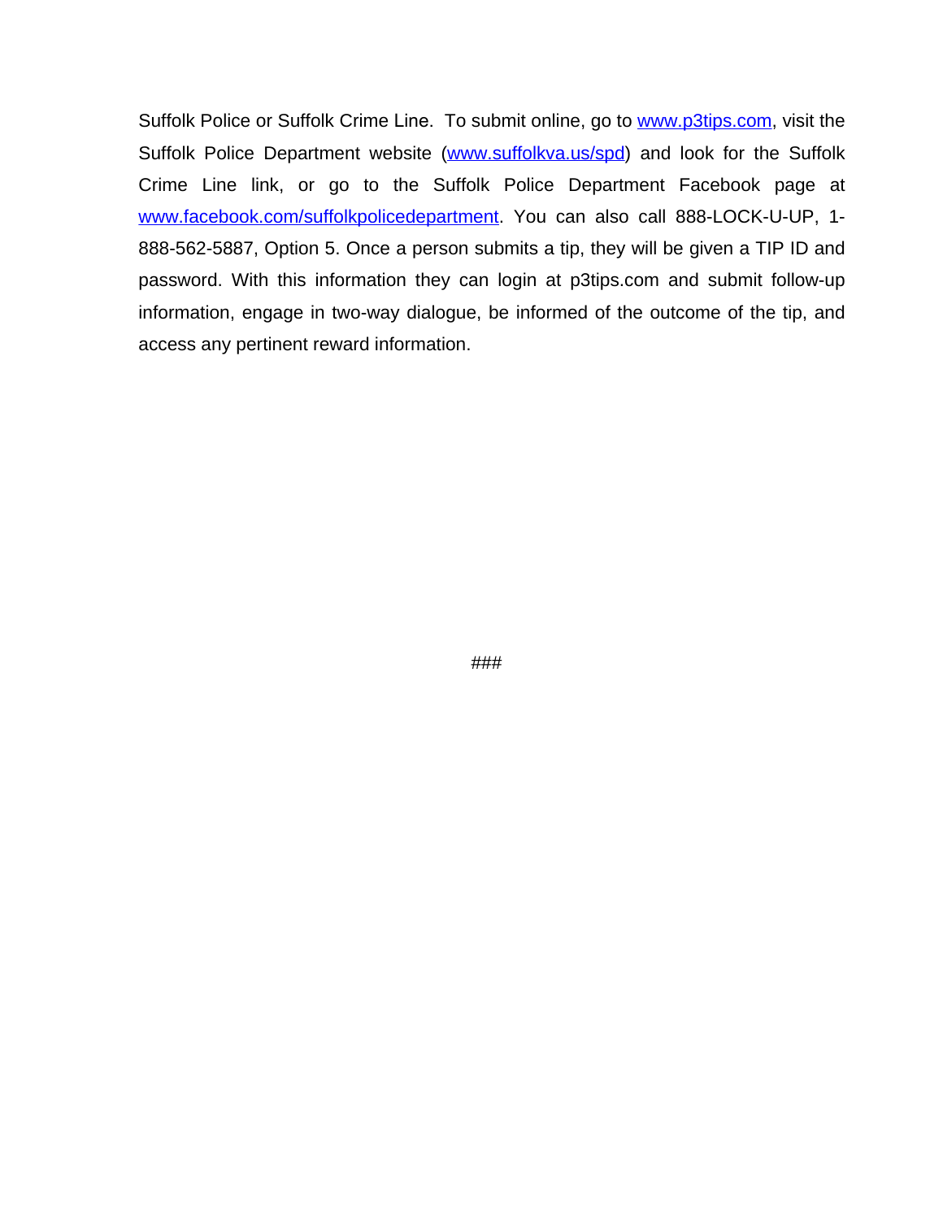Suffolk Police or Suffolk Crime Line. To submit online, go to www.p3tips.com, visit the Suffolk Police Department website (www.suffolkva.us/spd) and look for the Suffolk Crime Line link, or go to the Suffolk Police Department Facebook page at www.facebook.com/suffolkpolicedepartment. You can also call 888-LOCK-U-UP, 1-888-562-5887, Option 5. Once a person submits a tip, they will be given a TIP ID and password. With this information they can login at p3tips.com and submit follow-up information, engage in two-way dialogue, be informed of the outcome of the tip, and access any pertinent reward information.

###